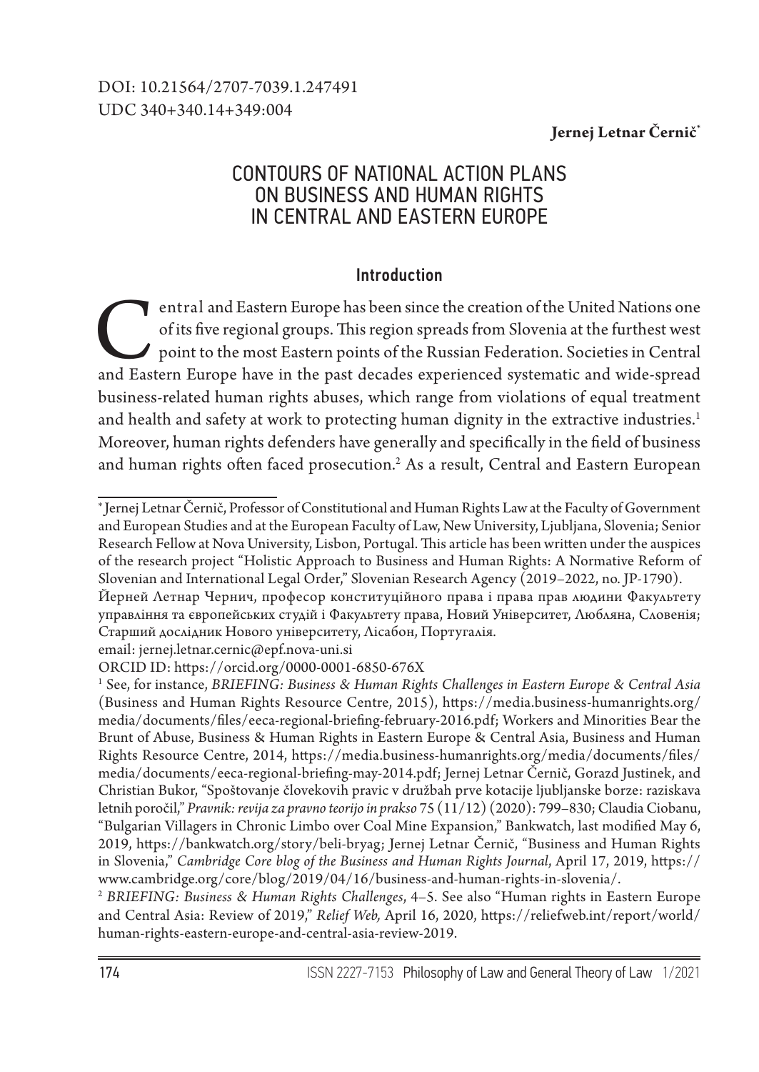DOI: 10.21564/2707-7039.1.247491
UDC 340+340.14+349:004

**Jernej Letnar Černič***

# CONTOURS OF NATIONAL ACTION PLANS ON BUSINESS AND HUMAN RIGHTS IN CENTRAL AND EASTERN EUROPE

## Introduction

Central and Eastern Europe has been since the creation of the United Nations one of its five regional groups. This region spreads from Slovenia at the furthest west point to the most Eastern points of the Russian Federation. Societies in Central and Eastern Europe have in the past decades experienced systematic and wide-spread business-related human rights abuses, which range from violations of equal treatment and health and safety at work to protecting human dignity in the extractive industries.[1] Moreover, human rights defenders have generally and specifically in the field of business and human rights often faced prosecution.[2] As a result, Central and Eastern European

---

\* Jernej Letnar Černič, Professor of Constitutional and Human Rights Law at the Faculty of Government and European Studies and at the European Faculty of Law, New University, Ljubljana, Slovenia; Senior Research Fellow at Nova University, Lisbon, Portugal. This article has been written under the auspices of the research project "Holistic Approach to Business and Human Rights: A Normative Reform of Slovenian and International Legal Order," Slovenian Research Agency (2019–2022, no. JP-1790).

Йерней Летнар Чернич, професор конституційного права і права прав людини Факультету управління та європейських студій і Факультету права, Новий Університет, Любляна, Словенія; Старший дослідник Нового університету, Лісабон, Португалія.

email: jernej.letnar.cernic@epf.nova-uni.si

ORCID ID: https://orcid.org/0000-0001-6850-676X

[1] See, for instance, *BRIEFING: Business & Human Rights Challenges in Eastern Europe & Central Asia* (Business and Human Rights Resource Centre, 2015), https://media.business-humanrights.org/media/documents/files/eeca-regional-briefing-february-2016.pdf; Workers and Minorities Bear the Brunt of Abuse, Business & Human Rights in Eastern Europe & Central Asia, Business and Human Rights Resource Centre, 2014, https://media.business-humanrights.org/media/documents/files/media/documents/eeca-regional-briefing-may-2014.pdf; Jernej Letnar Černič, Gorazd Justinek, and Christian Bukor, "Spoštovanje človekovih pravic v družbah prve kotacije ljubljanske borze: raziskava letnih poročil," *Pravnik: revija za pravno teorijo in prakso* 75 (11/12) (2020): 799–830; Claudia Ciobanu, "Bulgarian Villagers in Chronic Limbo over Coal Mine Expansion," Bankwatch, last modified May 6, 2019, https://bankwatch.org/story/beli-bryag; Jernej Letnar Černič, "Business and Human Rights in Slovenia," *Cambridge Core blog of the Business and Human Rights Journal*, April 17, 2019, https://www.cambridge.org/core/blog/2019/04/16/business-and-human-rights-in-slovenia/.

[2] *BRIEFING: Business & Human Rights Challenges*, 4–5. See also "Human rights in Eastern Europe and Central Asia: Review of 2019," *Relief Web,* April 16, 2020, https://reliefweb.int/report/world/human-rights-eastern-europe-and-central-asia-review-2019.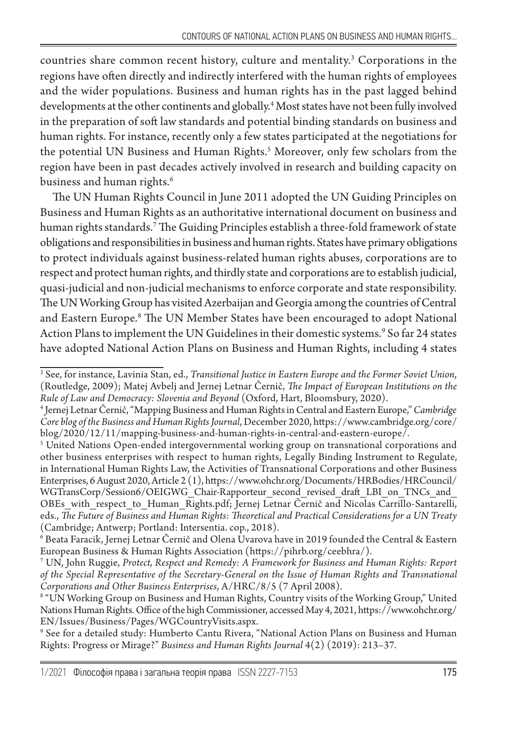countries share common recent history, culture and mentality.[3] Corporations in the regions have often directly and indirectly interfered with the human rights of employees and the wider populations. Business and human rights has in the past lagged behind developments at the other continents and globally.[4] Most states have not been fully involved in the preparation of soft law standards and potential binding standards on business and human rights. For instance, recently only a few states participated at the negotiations for the potential UN Business and Human Rights.[5] Moreover, only few scholars from the region have been in past decades actively involved in research and building capacity on business and human rights.[6]

The UN Human Rights Council in June 2011 adopted the UN Guiding Principles on Business and Human Rights as an authoritative international document on business and human rights standards.[7] The Guiding Principles establish a three-fold framework of state obligations and responsibilities in business and human rights. States have primary obligations to protect individuals against business-related human rights abuses, corporations are to respect and protect human rights, and thirdly state and corporations are to establish judicial, quasi-judicial and non-judicial mechanisms to enforce corporate and state responsibility. The UN Working Group has visited Azerbaijan and Georgia among the countries of Central and Eastern Europe.[8] The UN Member States have been encouraged to adopt National Action Plans to implement the UN Guidelines in their domestic systems.[9] So far 24 states have adopted National Action Plans on Business and Human Rights, including 4 states

---

[3] See, for instance, Lavinia Stan, ed., *Transitional Justice in Eastern Europe and the Former Soviet Union*, (Routledge, 2009); Matej Avbelj and Jernej Letnar Černič, *The Impact of European Institutions on the Rule of Law and Democracy: Slovenia and Beyond* (Oxford, Hart, Bloomsbury, 2020).

[4] Jernej Letnar Černič, "Mapping Business and Human Rights in Central and Eastern Europe," *Cambridge Core blog of the Business and Human Rights Journal*, December 2020, https://www.cambridge.org/core/blog/2020/12/11/mapping-business-and-human-rights-in-central-and-eastern-europe/.

[5] United Nations Open-ended intergovernmental working group on transnational corporations and other business enterprises with respect to human rights, Legally Binding Instrument to Regulate, in International Human Rights Law, the Activities of Transnational Corporations and other Business Enterprises, 6 August 2020, Article 2 (1), https://www.ohchr.org/Documents/HRBodies/HRCouncil/WGTransCorp/Session6/OEIGWG_Chair-Rapporteur_second_revised_draft_LBI_on_TNCs_and_OBEs_with_respect_to_Human_Rights.pdf; Jernej Letnar Černič and Nicolas Carrillo-Santarelli, eds., *The Future of Business and Human Rights: Theoretical and Practical Considerations for a UN Treaty* (Cambridge; Antwerp; Portland: Intersentia. cop., 2018).

[6] Beata Faracik, Jernej Letnar Černič and Olena Uvarova have in 2019 founded the Central & Eastern European Business & Human Rights Association (https://pihrb.org/ceebhra/).

[7] UN, John Ruggie, *Protect, Respect and Remedy: A Framework for Business and Human Rights: Report of the Special Representative of the Secretary-General on the Issue of Human Rights and Transnational Corporations and Other Business Enterprises*, A/HRC/8/5 (7 April 2008).

[8] "UN Working Group on Business and Human Rights, Country visits of the Working Group," United Nations Human Rights. Office of the high Commissioner, accessed May 4, 2021, https://www.ohchr.org/EN/Issues/Business/Pages/WGCountryVisits.aspx.

[9] See for a detailed study: Humberto Cantu Rivera, "National Action Plans on Business and Human Rights: Progress or Mirage?" *Business and Human Rights Journal* 4(2) (2019): 213–37.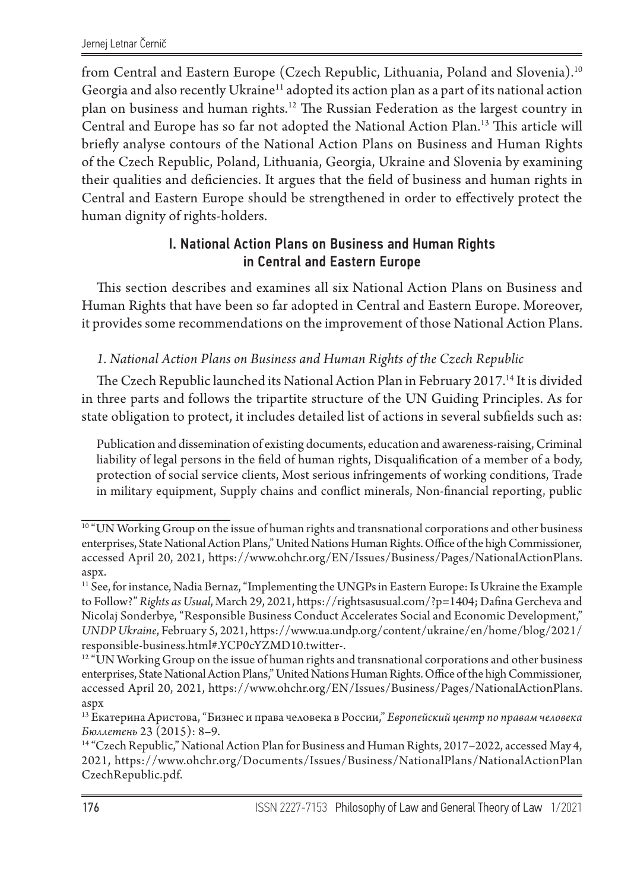from Central and Eastern Europe (Czech Republic, Lithuania, Poland and Slovenia).[10] Georgia and also recently Ukraine[11] adopted its action plan as a part of its national action plan on business and human rights.[12] The Russian Federation as the largest country in Central and Europe has so far not adopted the National Action Plan.[13] This article will briefly analyse contours of the National Action Plans on Business and Human Rights of the Czech Republic, Poland, Lithuania, Georgia, Ukraine and Slovenia by examining their qualities and deficiencies. It argues that the field of business and human rights in Central and Eastern Europe should be strengthened in order to effectively protect the human dignity of rights-holders.

## I. National Action Plans on Business and Human Rights in Central and Eastern Europe

This section describes and examines all six National Action Plans on Business and Human Rights that have been so far adopted in Central and Eastern Europe. Moreover, it provides some recommendations on the improvement of those National Action Plans.

### *1. National Action Plans on Business and Human Rights of the Czech Republic*

The Czech Republic launched its National Action Plan in February 2017.[14] It is divided in three parts and follows the tripartite structure of the UN Guiding Principles. As for state obligation to protect, it includes detailed list of actions in several subfields such as:

> Publication and dissemination of existing documents, education and awareness-raising, Criminal liability of legal persons in the field of human rights, Disqualification of a member of a body, protection of social service clients, Most serious infringements of working conditions, Trade in military equipment, Supply chains and conflict minerals, Non-financial reporting, public

---

[10] "UN Working Group on the issue of human rights and transnational corporations and other business enterprises, State National Action Plans," United Nations Human Rights. Office of the high Commissioner, accessed April 20, 2021, https://www.ohchr.org/EN/Issues/Business/Pages/NationalActionPlans.aspx.

[11] See, for instance, Nadia Bernaz, "Implementing the UNGPs in Eastern Europe: Is Ukraine the Example to Follow?" *Rights as Usual*, March 29, 2021, https://rightsasusual.com/?p=1404; Dafina Gercheva and Nicolaj Sonderbye, "Responsible Business Conduct Accelerates Social and Economic Development," *UNDP Ukraine*, February 5, 2021, https://www.ua.undp.org/content/ukraine/en/home/blog/2021/responsible-business.html#.YCP0cYZMD10.twitter-.

[12] "UN Working Group on the issue of human rights and transnational corporations and other business enterprises, State National Action Plans," United Nations Human Rights. Office of the high Commissioner, accessed April 20, 2021, https://www.ohchr.org/EN/Issues/Business/Pages/NationalActionPlans.aspx

[13] Екатерина Аристова, "Бизнес и права человека в России," *Европейский центр по правам человека Бюллетень* 23 (2015): 8–9.

[14] "Czech Republic," National Action Plan for Business and Human Rights, 2017–2022, accessed May 4, 2021, https://www.ohchr.org/Documents/Issues/Business/NationalPlans/NationalActionPlanCzechRepublic.pdf.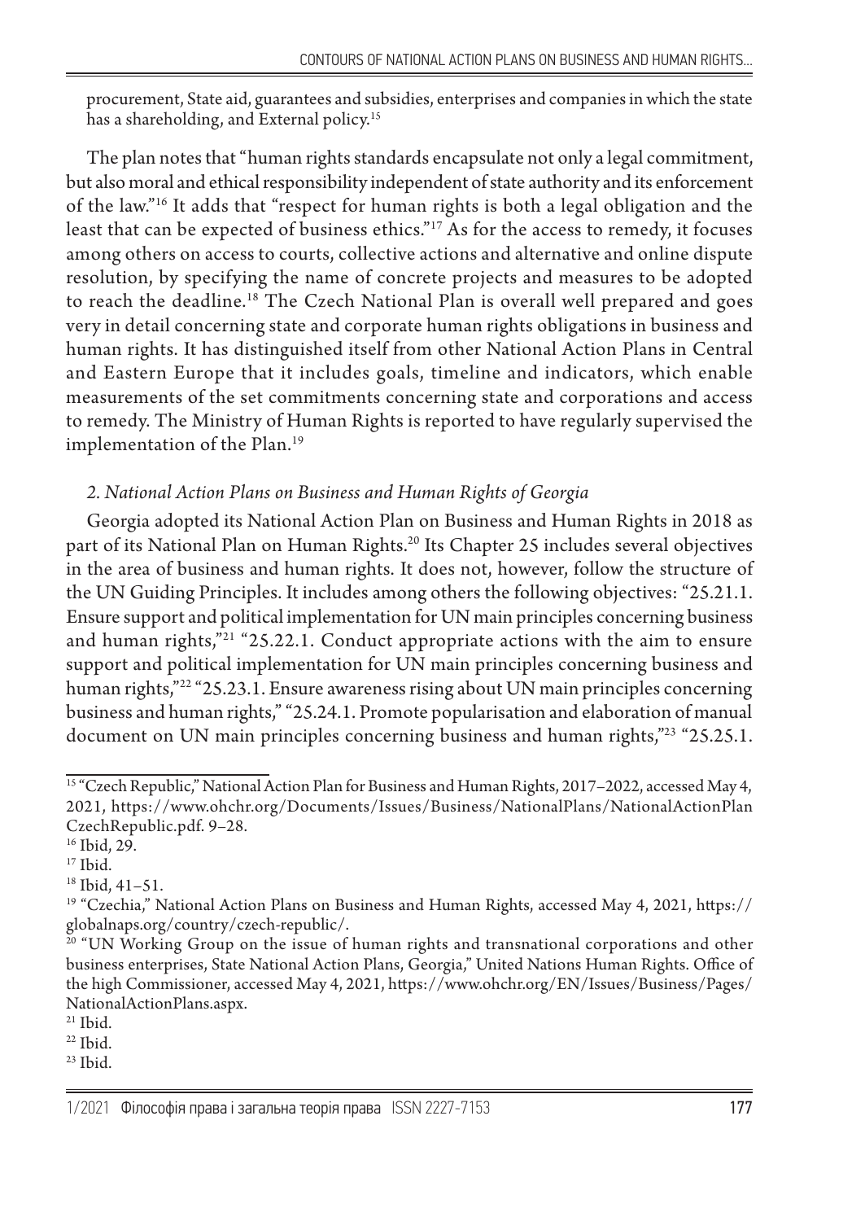procurement, State aid, guarantees and subsidies, enterprises and companies in which the state has a shareholding, and External policy.[15]

The plan notes that "human rights standards encapsulate not only a legal commitment, but also moral and ethical responsibility independent of state authority and its enforcement of the law."[16] It adds that "respect for human rights is both a legal obligation and the least that can be expected of business ethics."[17] As for the access to remedy, it focuses among others on access to courts, collective actions and alternative and online dispute resolution, by specifying the name of concrete projects and measures to be adopted to reach the deadline.[18] The Czech National Plan is overall well prepared and goes very in detail concerning state and corporate human rights obligations in business and human rights. It has distinguished itself from other National Action Plans in Central and Eastern Europe that it includes goals, timeline and indicators, which enable measurements of the set commitments concerning state and corporations and access to remedy. The Ministry of Human Rights is reported to have regularly supervised the implementation of the Plan.[19]

*2. National Action Plans on Business and Human Rights of Georgia*

Georgia adopted its National Action Plan on Business and Human Rights in 2018 as part of its National Plan on Human Rights.[20] Its Chapter 25 includes several objectives in the area of business and human rights. It does not, however, follow the structure of the UN Guiding Principles. It includes among others the following objectives: "25.21.1. Ensure support and political implementation for UN main principles concerning business and human rights,"[21] "25.22.1. Conduct appropriate actions with the aim to ensure support and political implementation for UN main principles concerning business and human rights,"[22] "25.23.1. Ensure awareness rising about UN main principles concerning business and human rights," "25.24.1. Promote popularisation and elaboration of manual document on UN main principles concerning business and human rights,"[23] "25.25.1.

---

[15] "Czech Republic," National Action Plan for Business and Human Rights, 2017–2022, accessed May 4, 2021, https://www.ohchr.org/Documents/Issues/Business/NationalPlans/NationalActionPlanCzechRepublic.pdf. 9–28.

[16] Ibid, 29.

[17] Ibid.

[18] Ibid, 41–51.

[19] "Czechia," National Action Plans on Business and Human Rights, accessed May 4, 2021, https://globalnaps.org/country/czech-republic/.

[20] "UN Working Group on the issue of human rights and transnational corporations and other business enterprises, State National Action Plans, Georgia," United Nations Human Rights. Office of the high Commissioner, accessed May 4, 2021, https://www.ohchr.org/EN/Issues/Business/Pages/NationalActionPlans.aspx.

[21] Ibid.

[22] Ibid.

[23] Ibid.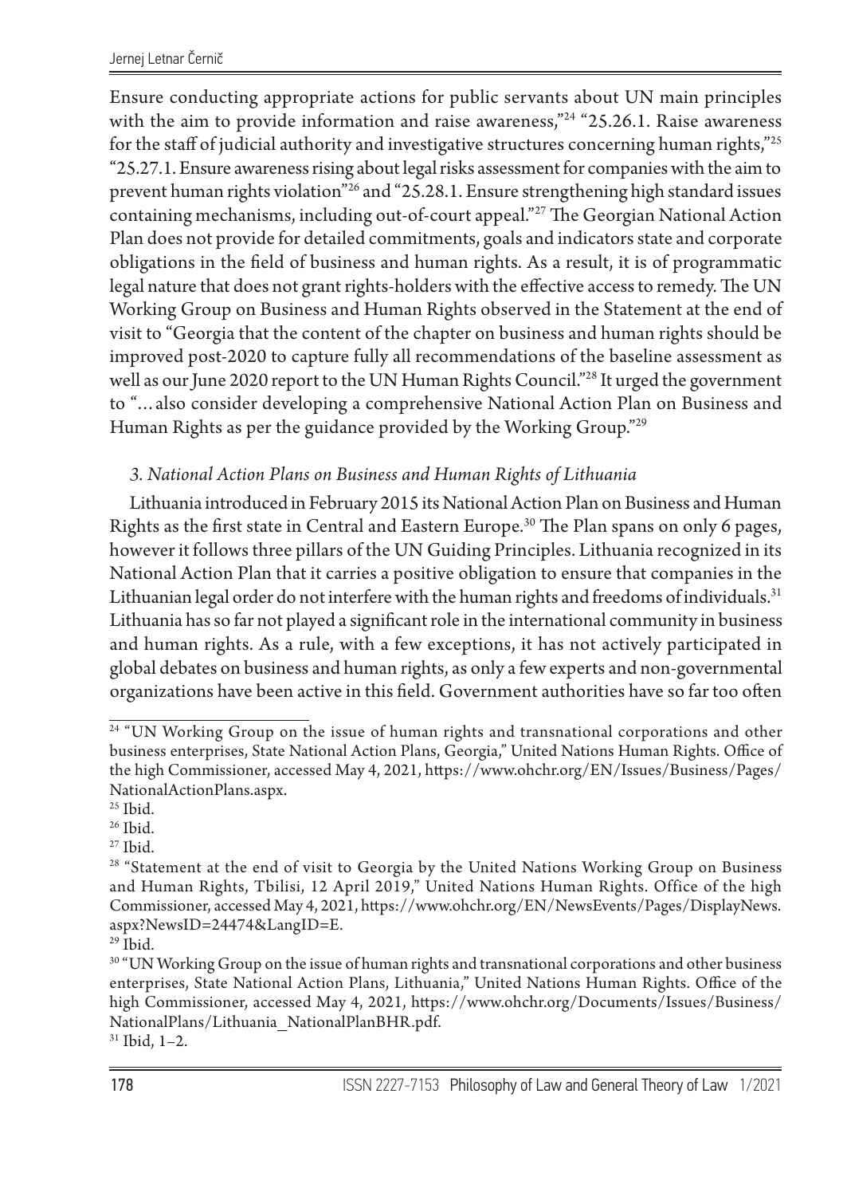Ensure conducting appropriate actions for public servants about UN main principles with the aim to provide information and raise awareness,"[24] "25.26.1. Raise awareness for the staff of judicial authority and investigative structures concerning human rights,"[25] "25.27.1. Ensure awareness rising about legal risks assessment for companies with the aim to prevent human rights violation"[26] and "25.28.1. Ensure strengthening high standard issues containing mechanisms, including out-of-court appeal."[27] The Georgian National Action Plan does not provide for detailed commitments, goals and indicators state and corporate obligations in the field of business and human rights. As a result, it is of programmatic legal nature that does not grant rights-holders with the effective access to remedy. The UN Working Group on Business and Human Rights observed in the Statement at the end of visit to "Georgia that the content of the chapter on business and human rights should be improved post-2020 to capture fully all recommendations of the baseline assessment as well as our June 2020 report to the UN Human Rights Council."[28] It urged the government to "... also consider developing a comprehensive National Action Plan on Business and Human Rights as per the guidance provided by the Working Group."[29]

### *3. National Action Plans on Business and Human Rights of Lithuania*

Lithuania introduced in February 2015 its National Action Plan on Business and Human Rights as the first state in Central and Eastern Europe.[30] The Plan spans on only 6 pages, however it follows three pillars of the UN Guiding Principles. Lithuania recognized in its National Action Plan that it carries a positive obligation to ensure that companies in the Lithuanian legal order do not interfere with the human rights and freedoms of individuals.[31] Lithuania has so far not played a significant role in the international community in business and human rights. As a rule, with a few exceptions, it has not actively participated in global debates on business and human rights, as only a few experts and non-governmental organizations have been active in this field. Government authorities have so far too often

---

[24] "UN Working Group on the issue of human rights and transnational corporations and other business enterprises, State National Action Plans, Georgia," United Nations Human Rights. Office of the high Commissioner, accessed May 4, 2021, https://www.ohchr.org/EN/Issues/Business/Pages/NationalActionPlans.aspx.

[25] Ibid.

[26] Ibid.

[27] Ibid.

[28] "Statement at the end of visit to Georgia by the United Nations Working Group on Business and Human Rights, Tbilisi, 12 April 2019," United Nations Human Rights. Office of the high Commissioner, accessed May 4, 2021, https://www.ohchr.org/EN/NewsEvents/Pages/DisplayNews.aspx?NewsID=24474&LangID=E.

[29] Ibid.

[30] "UN Working Group on the issue of human rights and transnational corporations and other business enterprises, State National Action Plans, Lithuania," United Nations Human Rights. Office of the high Commissioner, accessed May 4, 2021, https://www.ohchr.org/Documents/Issues/Business/NationalPlans/Lithuania_NationalPlanBHR.pdf.

[31] Ibid, 1–2.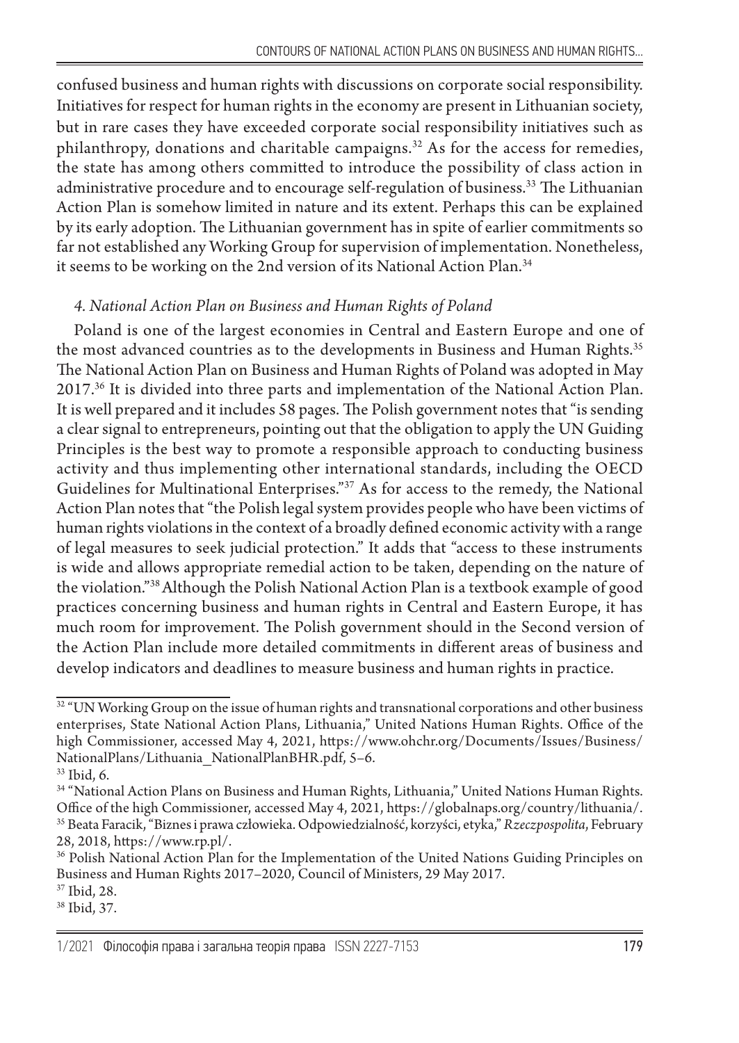confused business and human rights with discussions on corporate social responsibility. Initiatives for respect for human rights in the economy are present in Lithuanian society, but in rare cases they have exceeded corporate social responsibility initiatives such as philanthropy, donations and charitable campaigns.[32] As for the access for remedies, the state has among others committed to introduce the possibility of class action in administrative procedure and to encourage self-regulation of business.[33] The Lithuanian Action Plan is somehow limited in nature and its extent. Perhaps this can be explained by its early adoption. The Lithuanian government has in spite of earlier commitments so far not established any Working Group for supervision of implementation. Nonetheless, it seems to be working on the 2nd version of its National Action Plan.[34]

### *4. National Action Plan on Business and Human Rights of Poland*

Poland is one of the largest economies in Central and Eastern Europe and one of the most advanced countries as to the developments in Business and Human Rights.[35] The National Action Plan on Business and Human Rights of Poland was adopted in May 2017.[36] It is divided into three parts and implementation of the National Action Plan. It is well prepared and it includes 58 pages. The Polish government notes that "is sending a clear signal to entrepreneurs, pointing out that the obligation to apply the UN Guiding Principles is the best way to promote a responsible approach to conducting business activity and thus implementing other international standards, including the OECD Guidelines for Multinational Enterprises."[37] As for access to the remedy, the National Action Plan notes that "the Polish legal system provides people who have been victims of human rights violations in the context of a broadly defined economic activity with a range of legal measures to seek judicial protection." It adds that "access to these instruments is wide and allows appropriate remedial action to be taken, depending on the nature of the violation."[38] Although the Polish National Action Plan is a textbook example of good practices concerning business and human rights in Central and Eastern Europe, it has much room for improvement. The Polish government should in the Second version of the Action Plan include more detailed commitments in different areas of business and develop indicators and deadlines to measure business and human rights in practice.

---

[32] "UN Working Group on the issue of human rights and transnational corporations and other business enterprises, State National Action Plans, Lithuania," United Nations Human Rights. Office of the high Commissioner, accessed May 4, 2021, https://www.ohchr.org/Documents/Issues/Business/NationalPlans/Lithuania_NationalPlanBHR.pdf, 5–6.

[33] Ibid, 6.

[34] "National Action Plans on Business and Human Rights, Lithuania," United Nations Human Rights. Office of the high Commissioner, accessed May 4, 2021, https://globalnaps.org/country/lithuania/.

[35] Beata Faracik, "Biznes i prawa człowieka. Odpowiedzialność, korzyści, etyka," *Rzeczpospolita*, February 28, 2018, https://www.rp.pl/.

[36] Polish National Action Plan for the Implementation of the United Nations Guiding Principles on Business and Human Rights 2017–2020, Council of Ministers, 29 May 2017.

[37] Ibid, 28.

[38] Ibid, 37.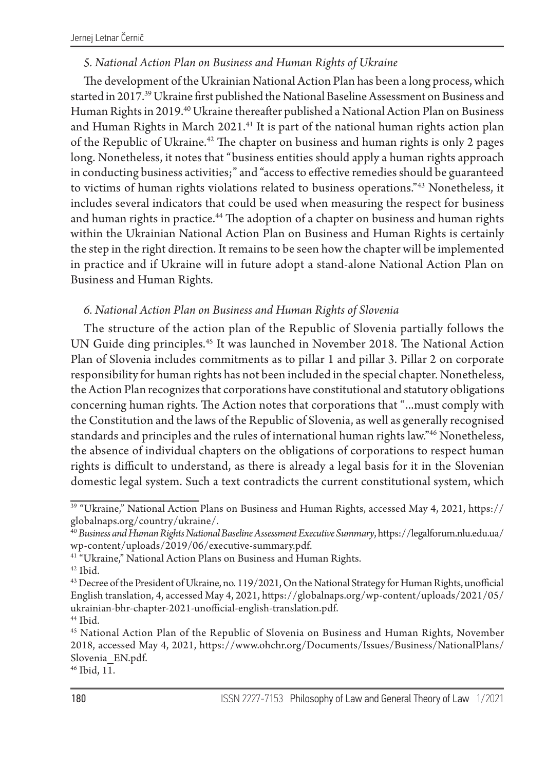### *5. National Action Plan on Business and Human Rights of Ukraine*

The development of the Ukrainian National Action Plan has been a long process, which started in 2017.[39] Ukraine first published the National Baseline Assessment on Business and Human Rights in 2019.[40] Ukraine thereafter published a National Action Plan on Business and Human Rights in March 2021.[41] It is part of the national human rights action plan of the Republic of Ukraine.[42] The chapter on business and human rights is only 2 pages long. Nonetheless, it notes that "business entities should apply a human rights approach in conducting business activities;" and "access to effective remedies should be guaranteed to victims of human rights violations related to business operations."[43] Nonetheless, it includes several indicators that could be used when measuring the respect for business and human rights in practice.[44] The adoption of a chapter on business and human rights within the Ukrainian National Action Plan on Business and Human Rights is certainly the step in the right direction. It remains to be seen how the chapter will be implemented in practice and if Ukraine will in future adopt a stand-alone National Action Plan on Business and Human Rights.

### *6. National Action Plan on Business and Human Rights of Slovenia*

The structure of the action plan of the Republic of Slovenia partially follows the UN Guide ding principles.[45] It was launched in November 2018. The National Action Plan of Slovenia includes commitments as to pillar 1 and pillar 3. Pillar 2 on corporate responsibility for human rights has not been included in the special chapter. Nonetheless, the Action Plan recognizes that corporations have constitutional and statutory obligations concerning human rights. The Action notes that corporations that "...must comply with the Constitution and the laws of the Republic of Slovenia, as well as generally recognised standards and principles and the rules of international human rights law."[46] Nonetheless, the absence of individual chapters on the obligations of corporations to respect human rights is difficult to understand, as there is already a legal basis for it in the Slovenian domestic legal system. Such a text contradicts the current constitutional system, which

---

[39] "Ukraine," National Action Plans on Business and Human Rights, accessed May 4, 2021, https://globalnaps.org/country/ukraine/.

[40] *Business and Human Rights National Baseline Assessment Executive Summary*, https://legalforum.nlu.edu.ua/wp-content/uploads/2019/06/executive-summary.pdf.

[41] "Ukraine," National Action Plans on Business and Human Rights.

[42] Ibid.

[43] Decree of the President of Ukraine, no. 119/2021, On the National Strategy for Human Rights, unofficial English translation, 4, accessed May 4, 2021, https://globalnaps.org/wp-content/uploads/2021/05/ukrainian-bhr-chapter-2021-unofficial-english-translation.pdf.

[44] Ibid.

[45] National Action Plan of the Republic of Slovenia on Business and Human Rights, November 2018, accessed May 4, 2021, https://www.ohchr.org/Documents/Issues/Business/NationalPlans/Slovenia_EN.pdf.

[46] Ibid, 11.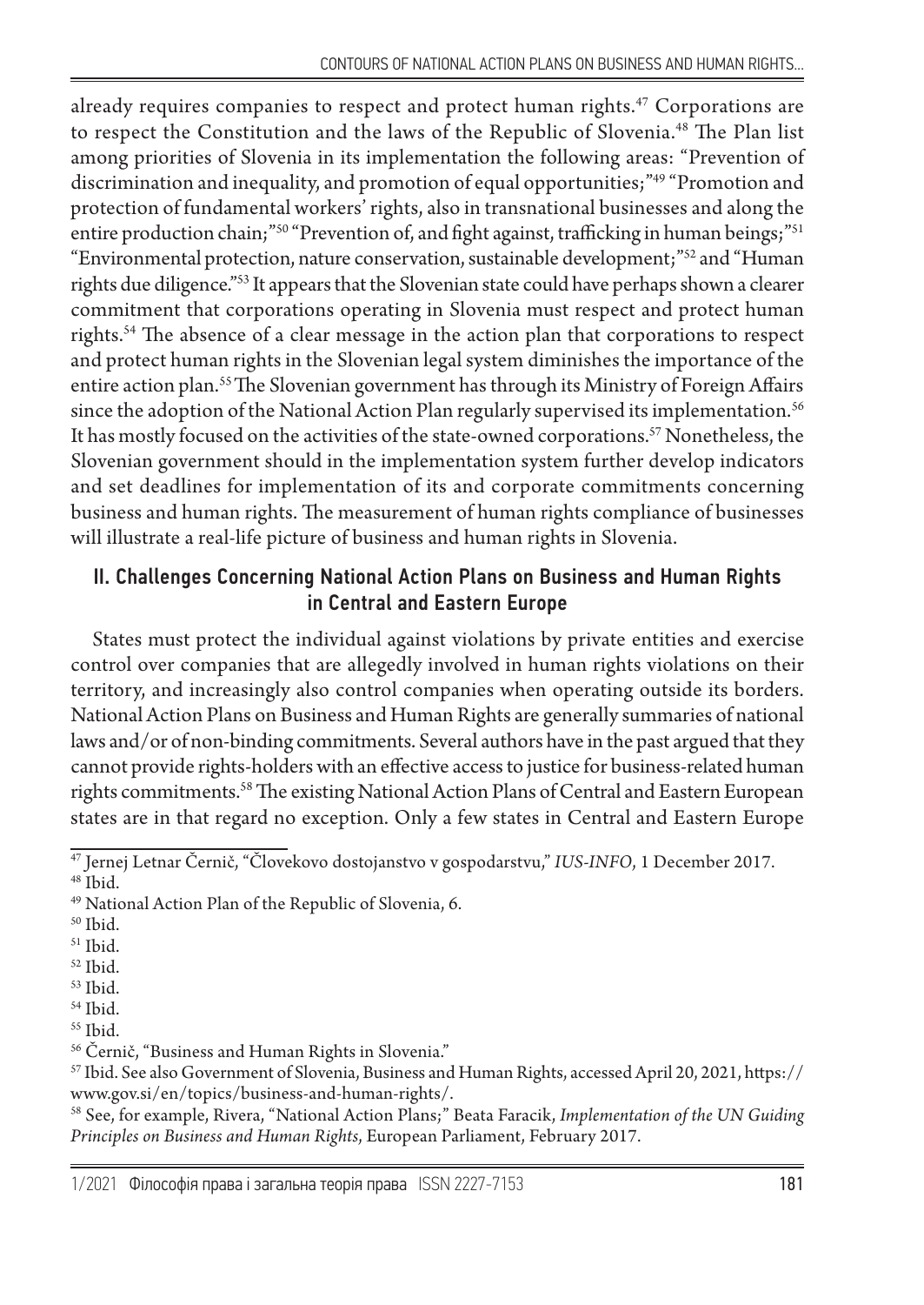already requires companies to respect and protect human rights.[47] Corporations are to respect the Constitution and the laws of the Republic of Slovenia.[48] The Plan list among priorities of Slovenia in its implementation the following areas: "Prevention of discrimination and inequality, and promotion of equal opportunities;"[49] "Promotion and protection of fundamental workers' rights, also in transnational businesses and along the entire production chain;"[50] "Prevention of, and fight against, trafficking in human beings;"[51] "Environmental protection, nature conservation, sustainable development;"[52] and "Human rights due diligence."[53] It appears that the Slovenian state could have perhaps shown a clearer commitment that corporations operating in Slovenia must respect and protect human rights.[54] The absence of a clear message in the action plan that corporations to respect and protect human rights in the Slovenian legal system diminishes the importance of the entire action plan.[55] The Slovenian government has through its Ministry of Foreign Affairs since the adoption of the National Action Plan regularly supervised its implementation.[56] It has mostly focused on the activities of the state-owned corporations.[57] Nonetheless, the Slovenian government should in the implementation system further develop indicators and set deadlines for implementation of its and corporate commitments concerning business and human rights. The measurement of human rights compliance of businesses will illustrate a real-life picture of business and human rights in Slovenia.

## II. Challenges Concerning National Action Plans on Business and Human Rights in Central and Eastern Europe

States must protect the individual against violations by private entities and exercise control over companies that are allegedly involved in human rights violations on their territory, and increasingly also control companies when operating outside its borders. National Action Plans on Business and Human Rights are generally summaries of national laws and/or of non-binding commitments. Several authors have in the past argued that they cannot provide rights-holders with an effective access to justice for business-related human rights commitments.[58] The existing National Action Plans of Central and Eastern European states are in that regard no exception. Only a few states in Central and Eastern Europe

---

[47] Jernej Letnar Černič, "Človekovo dostojanstvo v gospodarstvu," *IUS-INFO*, 1 December 2017.

[48] Ibid.

[49] National Action Plan of the Republic of Slovenia, 6.

[50] Ibid.

[51] Ibid.

[52] Ibid.

[53] Ibid.

[54] Ibid.

[55] Ibid.

[56] Černič, "Business and Human Rights in Slovenia."

[57] Ibid. See also Government of Slovenia, Business and Human Rights, accessed April 20, 2021, https://www.gov.si/en/topics/business-and-human-rights/.

[58] See, for example, Rivera, "National Action Plans;" Beata Faracik, *Implementation of the UN Guiding Principles on Business and Human Rights*, European Parliament, February 2017.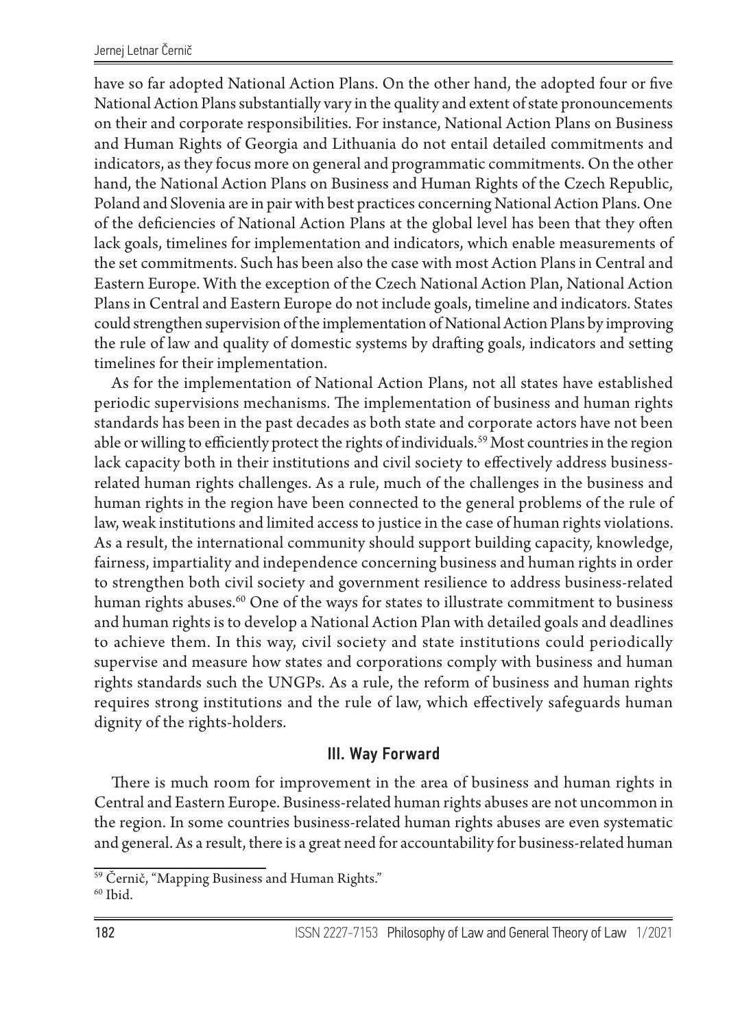have so far adopted National Action Plans. On the other hand, the adopted four or five National Action Plans substantially vary in the quality and extent of state pronouncements on their and corporate responsibilities. For instance, National Action Plans on Business and Human Rights of Georgia and Lithuania do not entail detailed commitments and indicators, as they focus more on general and programmatic commitments. On the other hand, the National Action Plans on Business and Human Rights of the Czech Republic, Poland and Slovenia are in pair with best practices concerning National Action Plans. One of the deficiencies of National Action Plans at the global level has been that they often lack goals, timelines for implementation and indicators, which enable measurements of the set commitments. Such has been also the case with most Action Plans in Central and Eastern Europe. With the exception of the Czech National Action Plan, National Action Plans in Central and Eastern Europe do not include goals, timeline and indicators. States could strengthen supervision of the implementation of National Action Plans by improving the rule of law and quality of domestic systems by drafting goals, indicators and setting timelines for their implementation.

As for the implementation of National Action Plans, not all states have established periodic supervisions mechanisms. The implementation of business and human rights standards has been in the past decades as both state and corporate actors have not been able or willing to efficiently protect the rights of individuals.[59] Most countries in the region lack capacity both in their institutions and civil society to effectively address business-related human rights challenges. As a rule, much of the challenges in the business and human rights in the region have been connected to the general problems of the rule of law, weak institutions and limited access to justice in the case of human rights violations. As a result, the international community should support building capacity, knowledge, fairness, impartiality and independence concerning business and human rights in order to strengthen both civil society and government resilience to address business-related human rights abuses.[60] One of the ways for states to illustrate commitment to business and human rights is to develop a National Action Plan with detailed goals and deadlines to achieve them. In this way, civil society and state institutions could periodically supervise and measure how states and corporations comply with business and human rights standards such the UNGPs. As a rule, the reform of business and human rights requires strong institutions and the rule of law, which effectively safeguards human dignity of the rights-holders.

## III. Way Forward

There is much room for improvement in the area of business and human rights in Central and Eastern Europe. Business-related human rights abuses are not uncommon in the region. In some countries business-related human rights abuses are even systematic and general. As a result, there is a great need for accountability for business-related human

[59] Černič, "Mapping Business and Human Rights."

[60] Ibid.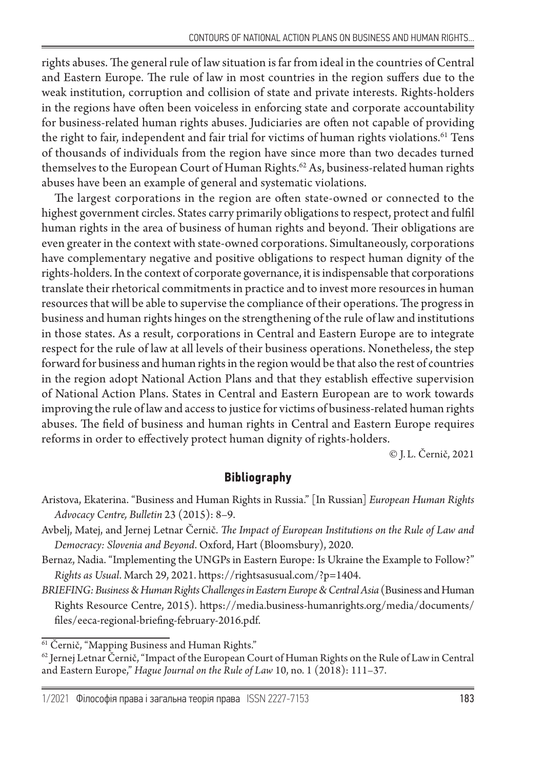rights abuses. The general rule of law situation is far from ideal in the countries of Central and Eastern Europe. The rule of law in most countries in the region suffers due to the weak institution, corruption and collision of state and private interests. Rights-holders in the regions have often been voiceless in enforcing state and corporate accountability for business-related human rights abuses. Judiciaries are often not capable of providing the right to fair, independent and fair trial for victims of human rights violations.[61] Tens of thousands of individuals from the region have since more than two decades turned themselves to the European Court of Human Rights.[62] As, business-related human rights abuses have been an example of general and systematic violations.

The largest corporations in the region are often state-owned or connected to the highest government circles. States carry primarily obligations to respect, protect and fulfil human rights in the area of business of human rights and beyond. Their obligations are even greater in the context with state-owned corporations. Simultaneously, corporations have complementary negative and positive obligations to respect human dignity of the rights-holders. In the context of corporate governance, it is indispensable that corporations translate their rhetorical commitments in practice and to invest more resources in human resources that will be able to supervise the compliance of their operations. The progress in business and human rights hinges on the strengthening of the rule of law and institutions in those states. As a result, corporations in Central and Eastern Europe are to integrate respect for the rule of law at all levels of their business operations. Nonetheless, the step forward for business and human rights in the region would be that also the rest of countries in the region adopt National Action Plans and that they establish effective supervision of National Action Plans. States in Central and Eastern European are to work towards improving the rule of law and access to justice for victims of business-related human rights abuses. The field of business and human rights in Central and Eastern Europe requires reforms in order to effectively protect human dignity of rights-holders.

© J. L. Černič, 2021

## Bibliography

Aristova, Ekaterina. "Business and Human Rights in Russia." [In Russian] *European Human Rights Advocacy Centre, Bulletin* 23 (2015): 8–9.

Avbelj, Matej, and Jernej Letnar Černič. *The Impact of European Institutions on the Rule of Law and Democracy: Slovenia and Beyond*. Oxford, Hart (Bloomsbury), 2020.

Bernaz, Nadia. "Implementing the UNGPs in Eastern Europe: Is Ukraine the Example to Follow?" *Rights as Usual*. March 29, 2021. https://rightsasusual.com/?p=1404.

*BRIEFING: Business & Human Rights Challenges in Eastern Europe & Central Asia* (Business and Human Rights Resource Centre, 2015). https://media.business-humanrights.org/media/documents/files/eeca-regional-briefing-february-2016.pdf.

---

[61] Černič, "Mapping Business and Human Rights."

[62] Jernej Letnar Černič, "Impact of the European Court of Human Rights on the Rule of Law in Central and Eastern Europe," *Hague Journal on the Rule of Law* 10, no. 1 (2018): 111–37.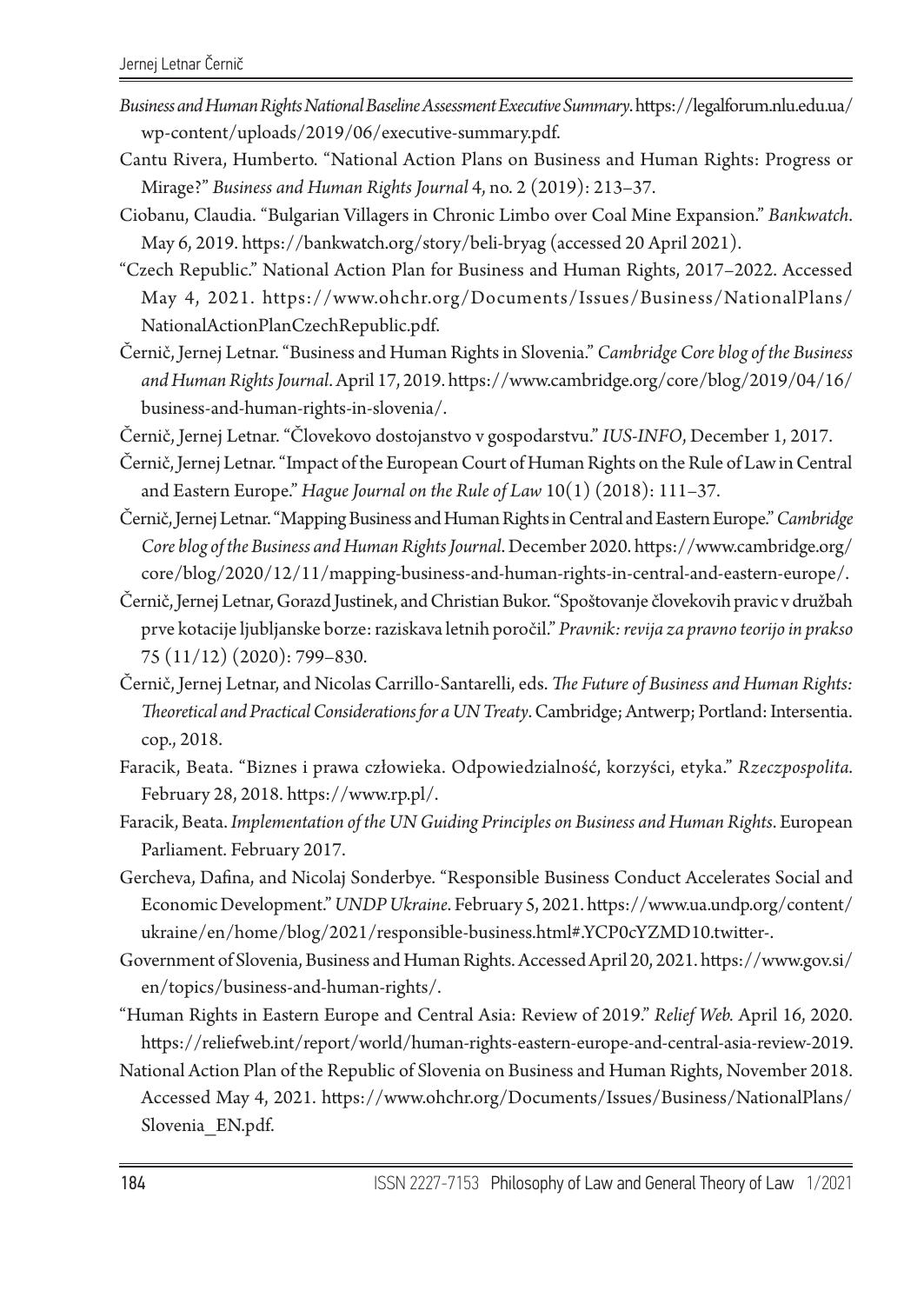*Business and Human Rights National Baseline Assessment Executive Summary*. https://legalforum.nlu.edu.ua/wp-content/uploads/2019/06/executive-summary.pdf.

Cantu Rivera, Humberto. "National Action Plans on Business and Human Rights: Progress or Mirage?" *Business and Human Rights Journal* 4, no. 2 (2019): 213–37.

Ciobanu, Claudia. "Bulgarian Villagers in Chronic Limbo over Coal Mine Expansion." *Bankwatch*. May 6, 2019. https://bankwatch.org/story/beli-bryag (accessed 20 April 2021).

"Czech Republic." National Action Plan for Business and Human Rights, 2017–2022. Accessed May 4, 2021. https://www.ohchr.org/Documents/Issues/Business/NationalPlans/NationalActionPlanCzechRepublic.pdf.

Černič, Jernej Letnar. "Business and Human Rights in Slovenia." *Cambridge Core blog of the Business and Human Rights Journal*. April 17, 2019. https://www.cambridge.org/core/blog/2019/04/16/business-and-human-rights-in-slovenia/.

Černič, Jernej Letnar. "Človekovo dostojanstvo v gospodarstvu." *IUS-INFO*, December 1, 2017.

Černič, Jernej Letnar. "Impact of the European Court of Human Rights on the Rule of Law in Central and Eastern Europe." *Hague Journal on the Rule of Law* 10(1) (2018): 111–37.

Černič, Jernej Letnar. "Mapping Business and Human Rights in Central and Eastern Europe." *Cambridge Core blog of the Business and Human Rights Journal*. December 2020. https://www.cambridge.org/core/blog/2020/12/11/mapping-business-and-human-rights-in-central-and-eastern-europe/.

Černič, Jernej Letnar, Gorazd Justinek, and Christian Bukor. "Spoštovanje človekovih pravic v družbah prve kotacije ljubljanske borze: raziskava letnih poročil." *Pravnik: revija za pravno teorijo in prakso* 75 (11/12) (2020): 799–830.

Černič, Jernej Letnar, and Nicolas Carrillo-Santarelli, eds. *The Future of Business and Human Rights: Theoretical and Practical Considerations for a UN Treaty*. Cambridge; Antwerp; Portland: Intersentia. cop., 2018.

Faracik, Beata. "Biznes i prawa człowieka. Odpowiedzialność, korzyści, etyka." *Rzeczpospolita*. February 28, 2018. https://www.rp.pl/.

Faracik, Beata. *Implementation of the UN Guiding Principles on Business and Human Rights*. European Parliament. February 2017.

Gercheva, Dafina, and Nicolaj Sonderbye. "Responsible Business Conduct Accelerates Social and Economic Development." *UNDP Ukraine*. February 5, 2021. https://www.ua.undp.org/content/ukraine/en/home/blog/2021/responsible-business.html#.YCP0cYZMD10.twitter-.

Government of Slovenia, Business and Human Rights. Accessed April 20, 2021. https://www.gov.si/en/topics/business-and-human-rights/.

"Human Rights in Eastern Europe and Central Asia: Review of 2019." *Relief Web*. April 16, 2020. https://reliefweb.int/report/world/human-rights-eastern-europe-and-central-asia-review-2019.

National Action Plan of the Republic of Slovenia on Business and Human Rights, November 2018. Accessed May 4, 2021. https://www.ohchr.org/Documents/Issues/Business/NationalPlans/Slovenia_EN.pdf.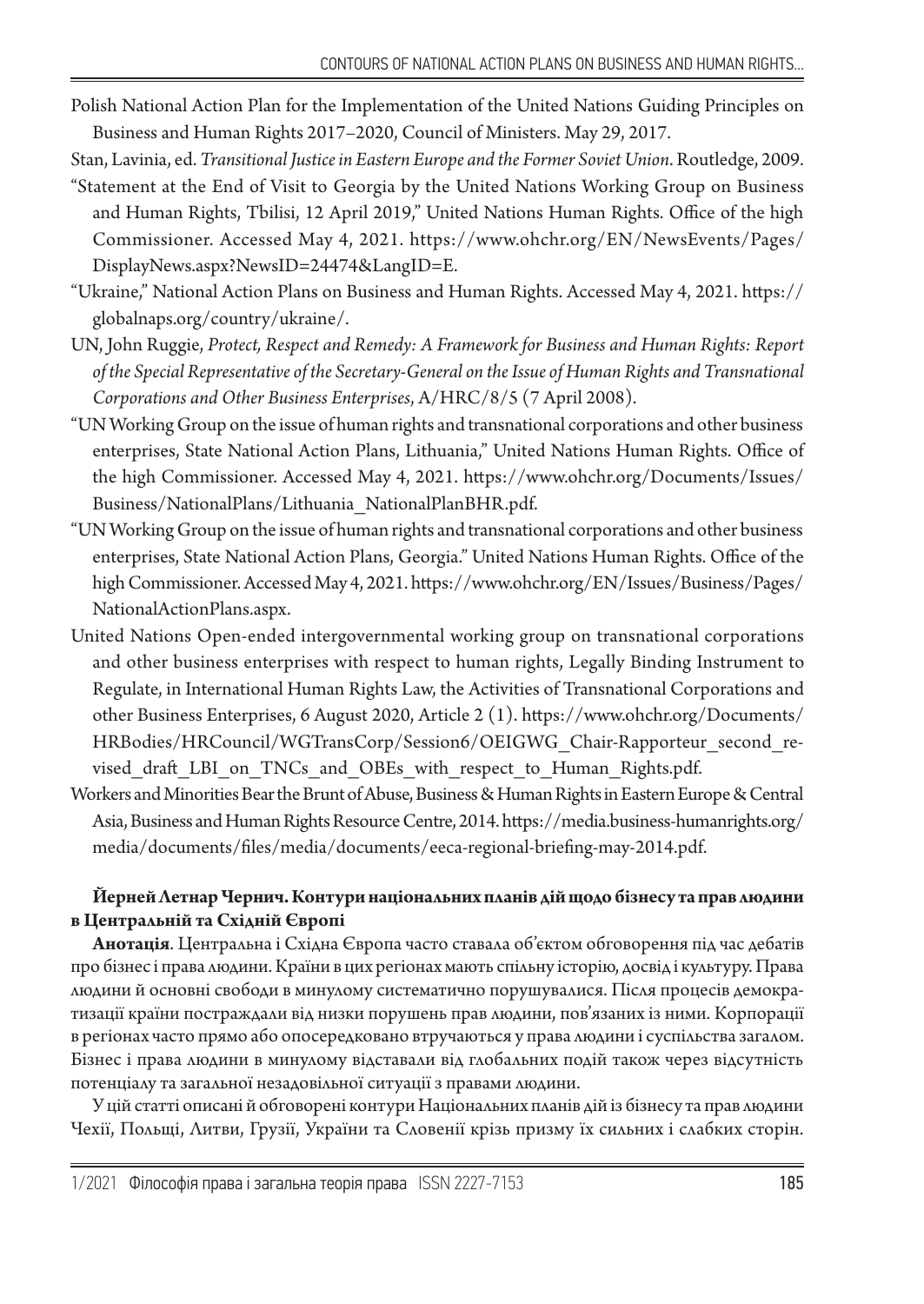Polish National Action Plan for the Implementation of the United Nations Guiding Principles on Business and Human Rights 2017–2020, Council of Ministers. May 29, 2017.

Stan, Lavinia, ed. *Transitional Justice in Eastern Europe and the Former Soviet Union*. Routledge, 2009.

"Statement at the End of Visit to Georgia by the United Nations Working Group on Business and Human Rights, Tbilisi, 12 April 2019," United Nations Human Rights. Office of the high Commissioner. Accessed May 4, 2021. https://www.ohchr.org/EN/NewsEvents/Pages/DisplayNews.aspx?NewsID=24474&LangID=E.

"Ukraine," National Action Plans on Business and Human Rights. Accessed May 4, 2021. https://globalnaps.org/country/ukraine/.

UN, John Ruggie, *Protect, Respect and Remedy: A Framework for Business and Human Rights: Report of the Special Representative of the Secretary-General on the Issue of Human Rights and Transnational Corporations and Other Business Enterprises*, A/HRC/8/5 (7 April 2008).

"UN Working Group on the issue of human rights and transnational corporations and other business enterprises, State National Action Plans, Lithuania," United Nations Human Rights. Office of the high Commissioner. Accessed May 4, 2021. https://www.ohchr.org/Documents/Issues/Business/NationalPlans/Lithuania_NationalPlanBHR.pdf.

"UN Working Group on the issue of human rights and transnational corporations and other business enterprises, State National Action Plans, Georgia." United Nations Human Rights. Office of the high Commissioner. Accessed May 4, 2021. https://www.ohchr.org/EN/Issues/Business/Pages/NationalActionPlans.aspx.

United Nations Open-ended intergovernmental working group on transnational corporations and other business enterprises with respect to human rights, Legally Binding Instrument to Regulate, in International Human Rights Law, the Activities of Transnational Corporations and other Business Enterprises, 6 August 2020, Article 2 (1). https://www.ohchr.org/Documents/HRBodies/HRCouncil/WGTransCorp/Session6/OEIGWG_Chair-Rapporteur_second_revised_draft_LBI_on_TNCs_and_OBEs_with_respect_to_Human_Rights.pdf.

Workers and Minorities Bear the Brunt of Abuse, Business & Human Rights in Eastern Europe & Central Asia, Business and Human Rights Resource Centre, 2014. https://media.business-humanrights.org/media/documents/files/media/documents/eeca-regional-briefing-may-2014.pdf.

**Йерней Летнар Чернич. Контури національних планів дій щодо бізнесу та прав людини в Центральній та Східній Європі**

**Анотація**. Центральна і Східна Європа часто ставала об'єктом обговорення під час дебатів про бізнес і права людини. Країни в цих регіонах мають спільну історію, досвід і культуру. Права людини й основні свободи в минулому систематично порушувалися. Після процесів демократизації країни постраждали від низки порушень прав людини, пов'язаних із ними. Корпорації в регіонах часто прямо або опосередковано втручаються у права людини і суспільства загалом. Бізнес і права людини в минулому відставали від глобальних подій також через відсутність потенціалу та загальної незадовільної ситуації з правами людини.

У цій статті описані й обговорені контури Національних планів дій із бізнесу та прав людини Чехії, Польщі, Литви, Грузії, України та Словенії крізь призму їх сильних і слабких сторін.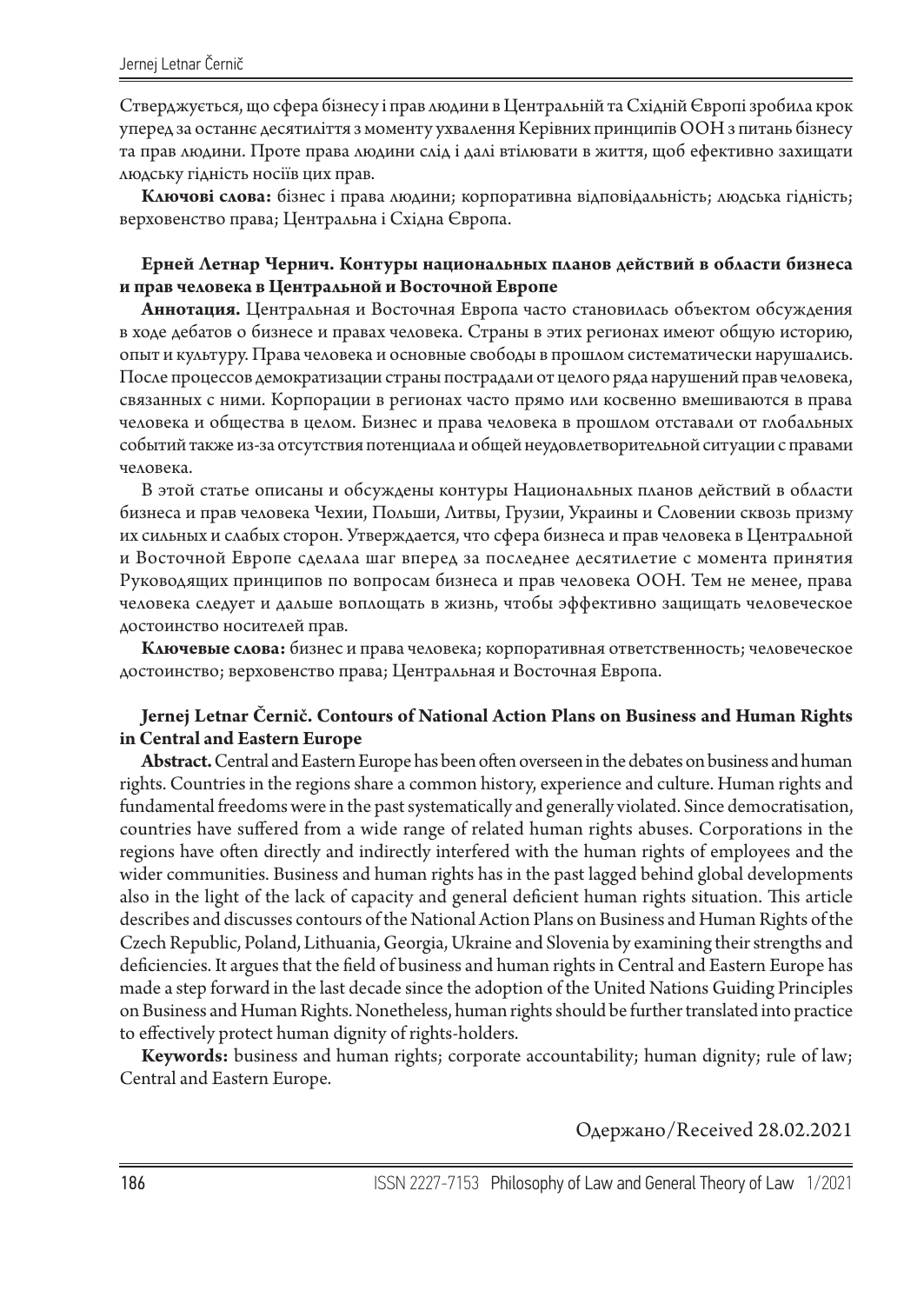Стверджується, що сфера бізнесу і прав людини в Центральній та Східній Європі зробила крок уперед за останнє десятиліття з моменту ухвалення Керівних принципів ООН з питань бізнесу та прав людини. Проте права людини слід і далі втілювати в життя, щоб ефективно захищати людську гідність носіїв цих прав.

**Ключові слова:** бізнес і права людини; корпоративна відповідальність; людська гідність; верховенство права; Центральна і Східна Європа.

**Ерней Летнар Чернич. Контуры национальных планов действий в области бизнеса и прав человека в Центральной и Восточной Европе**

**Аннотация.** Центральная и Восточная Европа часто становилась объектом обсуждения в ходе дебатов о бизнесе и правах человека. Страны в этих регионах имеют общую историю, опыт и культуру. Права человека и основные свободы в прошлом систематически нарушались. После процессов демократизации страны пострадали от целого ряда нарушений прав человека, связанных с ними. Корпорации в регионах часто прямо или косвенно вмешиваются в права человека и общества в целом. Бизнес и права человека в прошлом отставали от глобальных событий также из-за отсутствия потенциала и общей неудовлетворительной ситуации с правами человека.

В этой статье описаны и обсуждены контуры Национальных планов действий в области бизнеса и прав человека Чехии, Польши, Литвы, Грузии, Украины и Словении сквозь призму их сильных и слабых сторон. Утверждается, что сфера бизнеса и прав человека в Центральной и Восточной Европе сделала шаг вперед за последнее десятилетие с момента принятия Руководящих принципов по вопросам бизнеса и прав человека ООН. Тем не менее, права человека следует и дальше воплощать в жизнь, чтобы эффективно защищать человеческое достоинство носителей прав.

**Ключевые слова:** бизнес и права человека; корпоративная ответственность; человеческое достоинство; верховенство права; Центральная и Восточная Европа.

**Jernej Letnar Černič. Contours of National Action Plans on Business and Human Rights in Central and Eastern Europe**

**Abstract.** Central and Eastern Europe has been often overseen in the debates on business and human rights. Countries in the regions share a common history, experience and culture. Human rights and fundamental freedoms were in the past systematically and generally violated. Since democratisation, countries have suffered from a wide range of related human rights abuses. Corporations in the regions have often directly and indirectly interfered with the human rights of employees and the wider communities. Business and human rights has in the past lagged behind global developments also in the light of the lack of capacity and general deficient human rights situation. This article describes and discusses contours of the National Action Plans on Business and Human Rights of the Czech Republic, Poland, Lithuania, Georgia, Ukraine and Slovenia by examining their strengths and deficiencies. It argues that the field of business and human rights in Central and Eastern Europe has made a step forward in the last decade since the adoption of the United Nations Guiding Principles on Business and Human Rights. Nonetheless, human rights should be further translated into practice to effectively protect human dignity of rights-holders.

**Keywords:** business and human rights; corporate accountability; human dignity; rule of law; Central and Eastern Europe.

Одержано/Received 28.02.2021